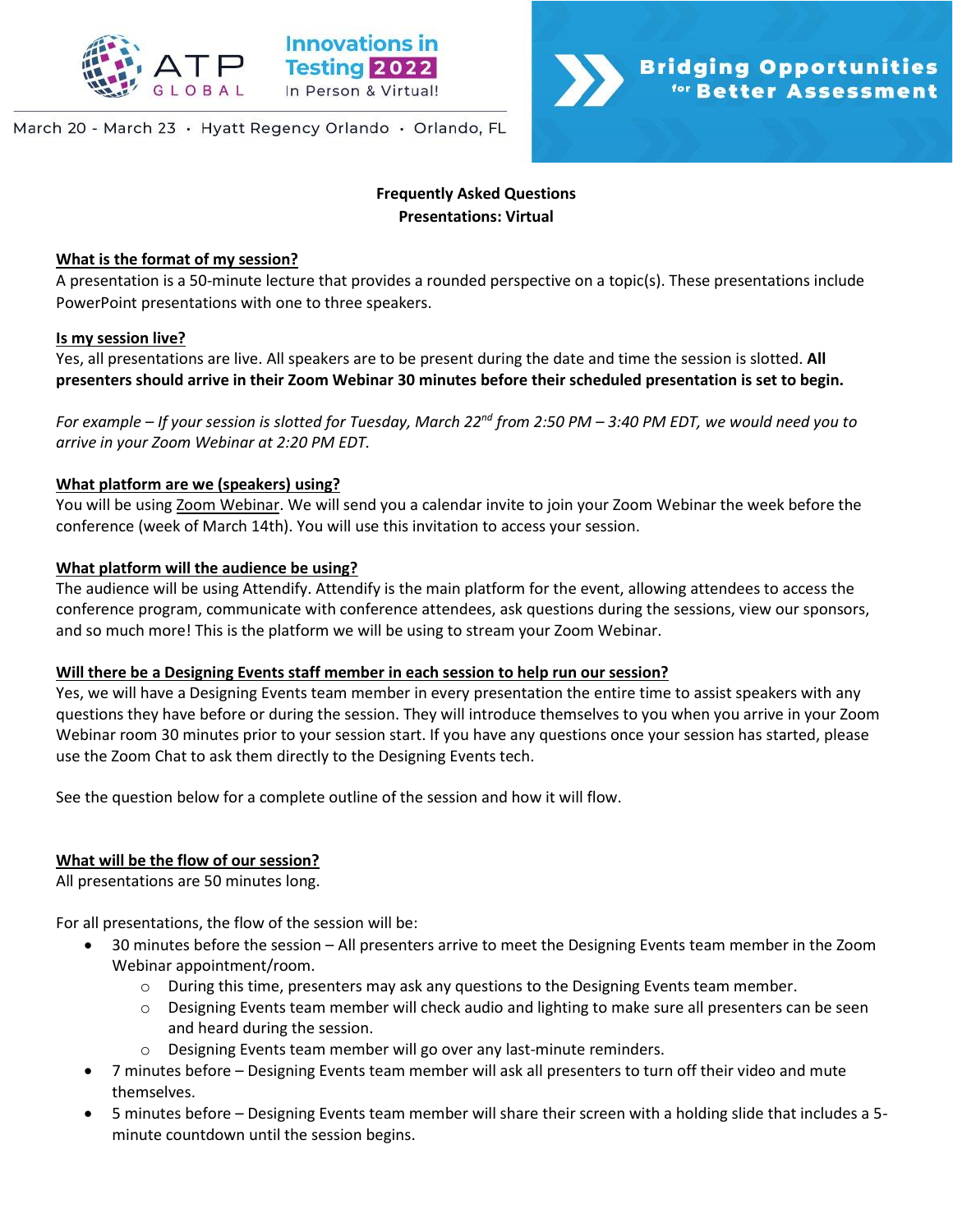ATP GLOBAL

Innovations in Testing 2022

In Person & Virtual!

March 20 - March 23 · Hyatt Regency Orlando · Orlando, FL

Bridging Opportunities for Better Assessment

**Frequently Asked Questions**
**Presentations: Virtual**

**What is the format of my session?**

A presentation is a 50-minute lecture that provides a rounded perspective on a topic(s). These presentations include PowerPoint presentations with one to three speakers.

**Is my session live?**

Yes, all presentations are live. All speakers are to be present during the date and time the session is slotted. **All presenters should arrive in their Zoom Webinar 30 minutes before their scheduled presentation is set to begin.**

*For example – If your session is slotted for Tuesday, March 22nd from 2:50 PM – 3:40 PM EDT, we would need you to arrive in your Zoom Webinar at 2:20 PM EDT.*

**What platform are we (speakers) using?**

You will be using Zoom Webinar. We will send you a calendar invite to join your Zoom Webinar the week before the conference (week of March 14th). You will use this invitation to access your session.

**What platform will the audience be using?**

The audience will be using Attendify. Attendify is the main platform for the event, allowing attendees to access the conference program, communicate with conference attendees, ask questions during the sessions, view our sponsors, and so much more! This is the platform we will be using to stream your Zoom Webinar.

**Will there be a Designing Events staff member in each session to help run our session?**

Yes, we will have a Designing Events team member in every presentation the entire time to assist speakers with any questions they have before or during the session. They will introduce themselves to you when you arrive in your Zoom Webinar room 30 minutes prior to your session start. If you have any questions once your session has started, please use the Zoom Chat to ask them directly to the Designing Events tech.

See the question below for a complete outline of the session and how it will flow.

**What will be the flow of our session?**

All presentations are 50 minutes long.

For all presentations, the flow of the session will be:

- 30 minutes before the session – All presenters arrive to meet the Designing Events team member in the Zoom Webinar appointment/room.
  - During this time, presenters may ask any questions to the Designing Events team member.
  - Designing Events team member will check audio and lighting to make sure all presenters can be seen and heard during the session.
  - Designing Events team member will go over any last-minute reminders.
- 7 minutes before – Designing Events team member will ask all presenters to turn off their video and mute themselves.
- 5 minutes before – Designing Events team member will share their screen with a holding slide that includes a 5-minute countdown until the session begins.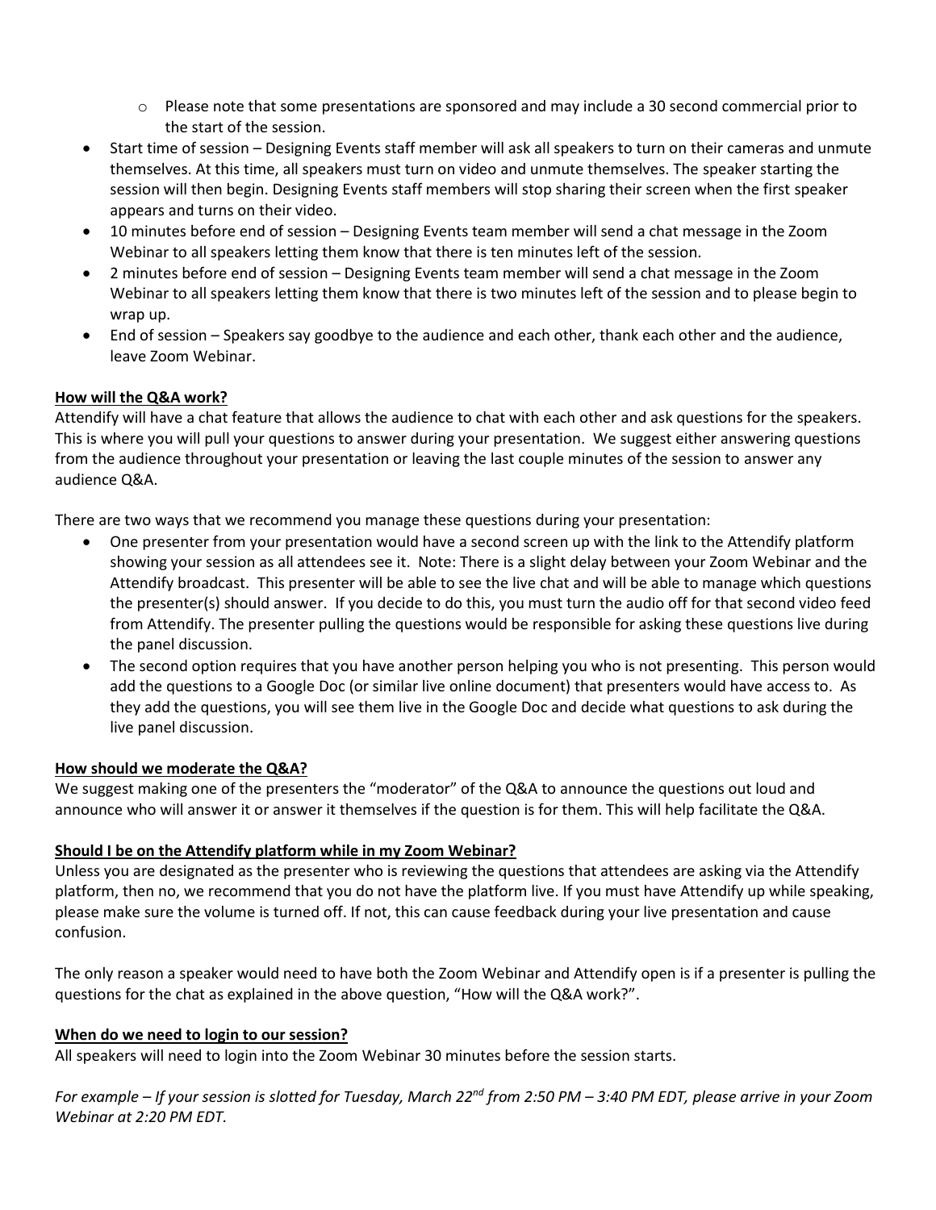- Please note that some presentations are sponsored and may include a 30 second commercial prior to the start of the session.
- Start time of session – Designing Events staff member will ask all speakers to turn on their cameras and unmute themselves. At this time, all speakers must turn on video and unmute themselves. The speaker starting the session will then begin. Designing Events staff members will stop sharing their screen when the first speaker appears and turns on their video.
- 10 minutes before end of session – Designing Events team member will send a chat message in the Zoom Webinar to all speakers letting them know that there is ten minutes left of the session.
- 2 minutes before end of session – Designing Events team member will send a chat message in the Zoom Webinar to all speakers letting them know that there is two minutes left of the session and to please begin to wrap up.
- End of session – Speakers say goodbye to the audience and each other, thank each other and the audience, leave Zoom Webinar.

**How will the Q&A work?**

Attendify will have a chat feature that allows the audience to chat with each other and ask questions for the speakers. This is where you will pull your questions to answer during your presentation. We suggest either answering questions from the audience throughout your presentation or leaving the last couple minutes of the session to answer any audience Q&A.

There are two ways that we recommend you manage these questions during your presentation:

- One presenter from your presentation would have a second screen up with the link to the Attendify platform showing your session as all attendees see it. Note: There is a slight delay between your Zoom Webinar and the Attendify broadcast. This presenter will be able to see the live chat and will be able to manage which questions the presenter(s) should answer. If you decide to do this, you must turn the audio off for that second video feed from Attendify. The presenter pulling the questions would be responsible for asking these questions live during the panel discussion.
- The second option requires that you have another person helping you who is not presenting. This person would add the questions to a Google Doc (or similar live online document) that presenters would have access to. As they add the questions, you will see them live in the Google Doc and decide what questions to ask during the live panel discussion.

**How should we moderate the Q&A?**

We suggest making one of the presenters the "moderator" of the Q&A to announce the questions out loud and announce who will answer it or answer it themselves if the question is for them. This will help facilitate the Q&A.

**Should I be on the Attendify platform while in my Zoom Webinar?**

Unless you are designated as the presenter who is reviewing the questions that attendees are asking via the Attendify platform, then no, we recommend that you do not have the platform live. If you must have Attendify up while speaking, please make sure the volume is turned off. If not, this can cause feedback during your live presentation and cause confusion.

The only reason a speaker would need to have both the Zoom Webinar and Attendify open is if a presenter is pulling the questions for the chat as explained in the above question, "How will the Q&A work?".

**When do we need to login to our session?**

All speakers will need to login into the Zoom Webinar 30 minutes before the session starts.

*For example – If your session is slotted for Tuesday, March 22nd from 2:50 PM – 3:40 PM EDT, please arrive in your Zoom Webinar at 2:20 PM EDT.*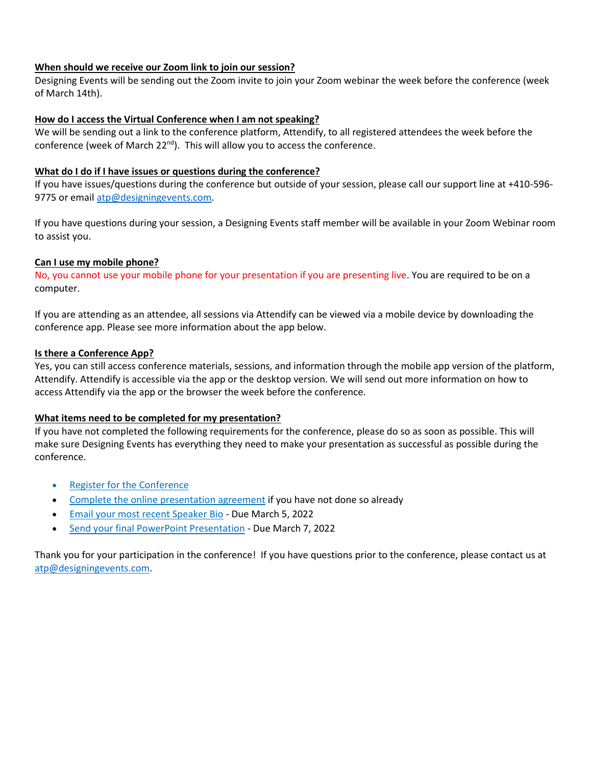**When should we receive our Zoom link to join our session?**

Designing Events will be sending out the Zoom invite to join your Zoom webinar the week before the conference (week of March 14th).

**How do I access the Virtual Conference when I am not speaking?**

We will be sending out a link to the conference platform, Attendify, to all registered attendees the week before the conference (week of March 22nd). This will allow you to access the conference.

**What do I do if I have issues or questions during the conference?**

If you have issues/questions during the conference but outside of your session, please call our support line at +410-596-9775 or email atp@designingevents.com.

If you have questions during your session, a Designing Events staff member will be available in your Zoom Webinar room to assist you.

**Can I use my mobile phone?**

No, you cannot use your mobile phone for your presentation if you are presenting live. You are required to be on a computer.

If you are attending as an attendee, all sessions via Attendify can be viewed via a mobile device by downloading the conference app. Please see more information about the app below.

**Is there a Conference App?**

Yes, you can still access conference materials, sessions, and information through the mobile app version of the platform, Attendify. Attendify is accessible via the app or the desktop version. We will send out more information on how to access Attendify via the app or the browser the week before the conference.

**What items need to be completed for my presentation?**

If you have not completed the following requirements for the conference, please do so as soon as possible. This will make sure Designing Events has everything they need to make your presentation as successful as possible during the conference.

- Register for the Conference
- Complete the online presentation agreement if you have not done so already
- Email your most recent Speaker Bio - Due March 5, 2022
- Send your final PowerPoint Presentation - Due March 7, 2022

Thank you for your participation in the conference! If you have questions prior to the conference, please contact us at atp@designingevents.com.